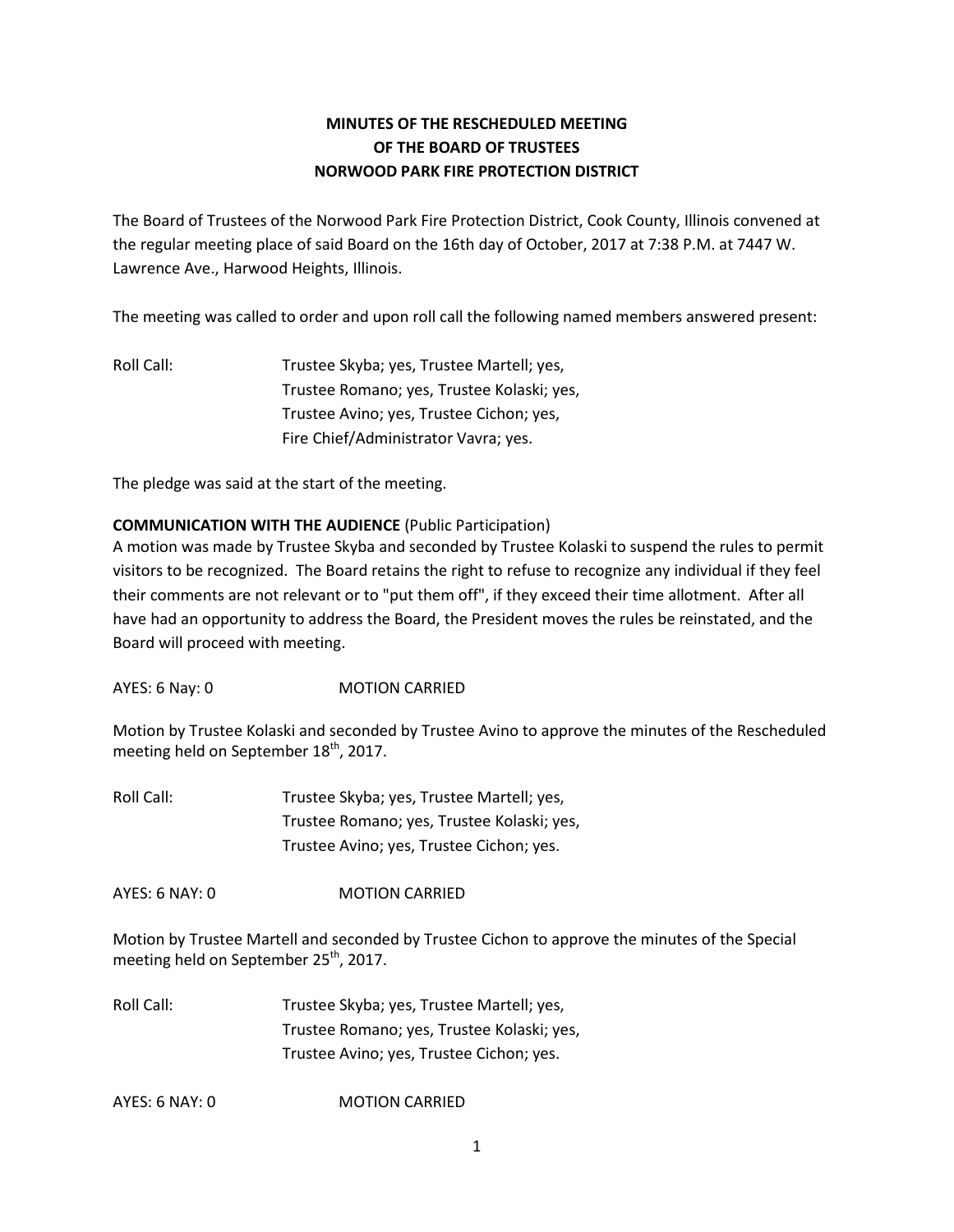# MINUTES OF THE RESCHEDULED MEETING
# OF THE BOARD OF TRUSTEES
# NORWOOD PARK FIRE PROTECTION DISTRICT

The Board of Trustees of the Norwood Park Fire Protection District, Cook County, Illinois convened at the regular meeting place of said Board on the 16th day of October, 2017 at 7:38 P.M. at 7447 W. Lawrence Ave., Harwood Heights, Illinois.

The meeting was called to order and upon roll call the following named members answered present:

Roll Call: Trustee Skyba; yes, Trustee Martell; yes,
Trustee Romano; yes, Trustee Kolaski; yes,
Trustee Avino; yes, Trustee Cichon; yes,
Fire Chief/Administrator Vavra; yes.

The pledge was said at the start of the meeting.

**COMMUNICATION WITH THE AUDIENCE** (Public Participation)

A motion was made by Trustee Skyba and seconded by Trustee Kolaski to suspend the rules to permit visitors to be recognized. The Board retains the right to refuse to recognize any individual if they feel their comments are not relevant or to "put them off", if they exceed their time allotment. After all have had an opportunity to address the Board, the President moves the rules be reinstated, and the Board will proceed with meeting.

AYES: 6 Nay: 0 MOTION CARRIED

Motion by Trustee Kolaski and seconded by Trustee Avino to approve the minutes of the Rescheduled meeting held on September 18th, 2017.

Roll Call: Trustee Skyba; yes, Trustee Martell; yes,
Trustee Romano; yes, Trustee Kolaski; yes,
Trustee Avino; yes, Trustee Cichon; yes.

AYES: 6 NAY: 0 MOTION CARRIED

Motion by Trustee Martell and seconded by Trustee Cichon to approve the minutes of the Special meeting held on September 25th, 2017.

Roll Call: Trustee Skyba; yes, Trustee Martell; yes,
Trustee Romano; yes, Trustee Kolaski; yes,
Trustee Avino; yes, Trustee Cichon; yes.

AYES: 6 NAY: 0 MOTION CARRIED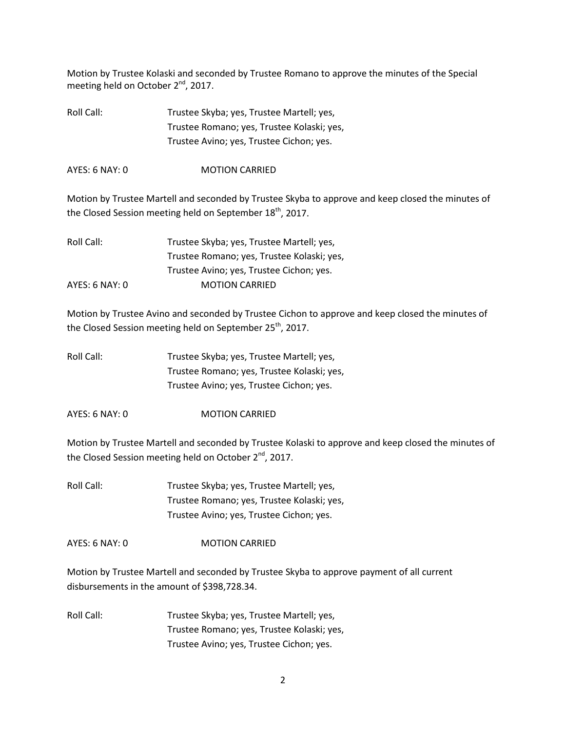Motion by Trustee Kolaski and seconded by Trustee Romano to approve the minutes of the Special meeting held on October 2nd, 2017.

Roll Call: Trustee Skyba; yes, Trustee Martell; yes,
Trustee Romano; yes, Trustee Kolaski; yes,
Trustee Avino; yes, Trustee Cichon; yes.

AYES: 6 NAY: 0 MOTION CARRIED

Motion by Trustee Martell and seconded by Trustee Skyba to approve and keep closed the minutes of the Closed Session meeting held on September 18th, 2017.

Roll Call: Trustee Skyba; yes, Trustee Martell; yes,
Trustee Romano; yes, Trustee Kolaski; yes,
Trustee Avino; yes, Trustee Cichon; yes.

AYES: 6 NAY: 0 MOTION CARRIED

Motion by Trustee Avino and seconded by Trustee Cichon to approve and keep closed the minutes of the Closed Session meeting held on September 25th, 2017.

Roll Call: Trustee Skyba; yes, Trustee Martell; yes,
Trustee Romano; yes, Trustee Kolaski; yes,
Trustee Avino; yes, Trustee Cichon; yes.

AYES: 6 NAY: 0 MOTION CARRIED

Motion by Trustee Martell and seconded by Trustee Kolaski to approve and keep closed the minutes of the Closed Session meeting held on October 2nd, 2017.

Roll Call: Trustee Skyba; yes, Trustee Martell; yes,
Trustee Romano; yes, Trustee Kolaski; yes,
Trustee Avino; yes, Trustee Cichon; yes.

AYES: 6 NAY: 0 MOTION CARRIED

Motion by Trustee Martell and seconded by Trustee Skyba to approve payment of all current disbursements in the amount of $398,728.34.

Roll Call: Trustee Skyba; yes, Trustee Martell; yes,
Trustee Romano; yes, Trustee Kolaski; yes,
Trustee Avino; yes, Trustee Cichon; yes.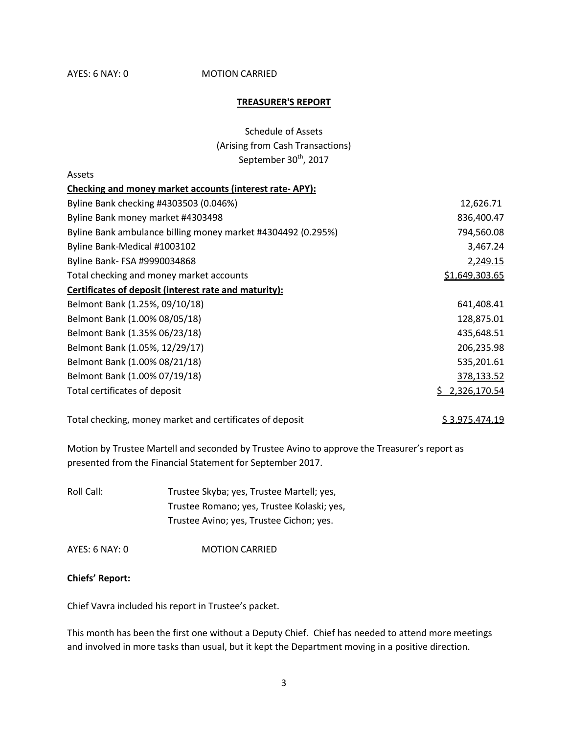AYES: 6 NAY: 0 MOTION CARRIED

## TREASURER'S REPORT

Schedule of Assets
(Arising from Cash Transactions)
September 30th, 2017

| Assets | |
|---|---|
| **Checking and money market accounts (interest rate- APY):** | |
| Byline Bank checking #4303503 (0.046%) | 12,626.71 |
| Byline Bank money market #4303498 | 836,400.47 |
| Byline Bank ambulance billing money market #4304492 (0.295%) | 794,560.08 |
| Byline Bank-Medical #1003102 | 3,467.24 |
| Byline Bank- FSA #9990034868 | 2,249.15 |
| Total checking and money market accounts | $1,649,303.65 |
| **Certificates of deposit (interest rate and maturity):** | |
| Belmont Bank (1.25%, 09/10/18) | 641,408.41 |
| Belmont Bank (1.00% 08/05/18) | 128,875.01 |
| Belmont Bank (1.35% 06/23/18) | 435,648.51 |
| Belmont Bank (1.05%, 12/29/17) | 206,235.98 |
| Belmont Bank (1.00% 08/21/18) | 535,201.61 |
| Belmont Bank (1.00% 07/19/18) | 378,133.52 |
| Total certificates of deposit | $ 2,326,170.54 |
| Total checking, money market and certificates of deposit | $ 3,975,474.19 |

Motion by Trustee Martell and seconded by Trustee Avino to approve the Treasurer's report as presented from the Financial Statement for September 2017.

Roll Call: Trustee Skyba; yes, Trustee Martell; yes, Trustee Romano; yes, Trustee Kolaski; yes, Trustee Avino; yes, Trustee Cichon; yes.

AYES: 6 NAY: 0 MOTION CARRIED

**Chiefs' Report:**

Chief Vavra included his report in Trustee's packet.

This month has been the first one without a Deputy Chief. Chief has needed to attend more meetings and involved in more tasks than usual, but it kept the Department moving in a positive direction.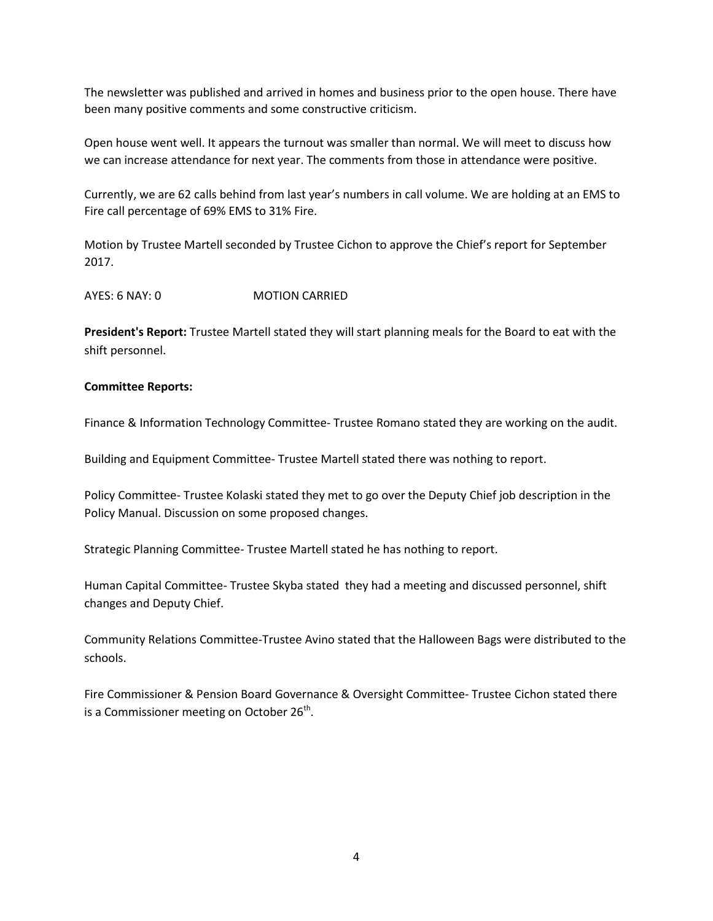The newsletter was published and arrived in homes and business prior to the open house. There have been many positive comments and some constructive criticism.

Open house went well. It appears the turnout was smaller than normal. We will meet to discuss how we can increase attendance for next year. The comments from those in attendance were positive.

Currently, we are 62 calls behind from last year's numbers in call volume. We are holding at an EMS to Fire call percentage of 69% EMS to 31% Fire.

Motion by Trustee Martell seconded by Trustee Cichon to approve the Chief's report for September 2017.

AYES: 6 NAY: 0 MOTION CARRIED

**President's Report:** Trustee Martell stated they will start planning meals for the Board to eat with the shift personnel.

**Committee Reports:**

Finance & Information Technology Committee- Trustee Romano stated they are working on the audit.

Building and Equipment Committee- Trustee Martell stated there was nothing to report.

Policy Committee- Trustee Kolaski stated they met to go over the Deputy Chief job description in the Policy Manual. Discussion on some proposed changes.

Strategic Planning Committee- Trustee Martell stated he has nothing to report.

Human Capital Committee- Trustee Skyba stated they had a meeting and discussed personnel, shift changes and Deputy Chief.

Community Relations Committee-Trustee Avino stated that the Halloween Bags were distributed to the schools.

Fire Commissioner & Pension Board Governance & Oversight Committee- Trustee Cichon stated there is a Commissioner meeting on October 26th.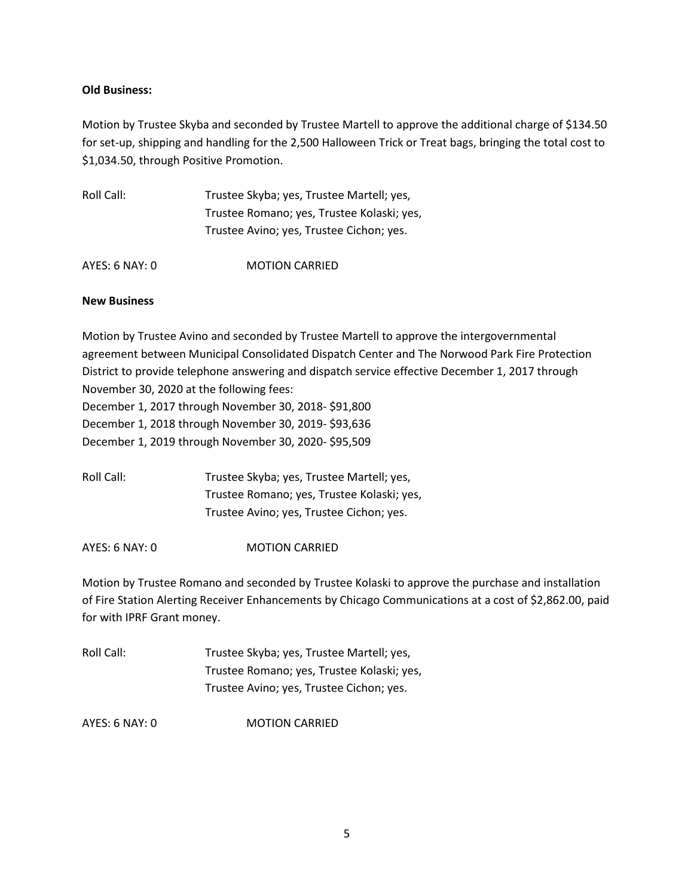**Old Business:**

Motion by Trustee Skyba and seconded by Trustee Martell to approve the additional charge of $134.50 for set-up, shipping and handling for the 2,500 Halloween Trick or Treat bags, bringing the total cost to $1,034.50, through Positive Promotion.

Roll Call: Trustee Skyba; yes, Trustee Martell; yes,
Trustee Romano; yes, Trustee Kolaski; yes,
Trustee Avino; yes, Trustee Cichon; yes.

AYES: 6 NAY: 0 MOTION CARRIED

**New Business**

Motion by Trustee Avino and seconded by Trustee Martell to approve the intergovernmental agreement between Municipal Consolidated Dispatch Center and The Norwood Park Fire Protection District to provide telephone answering and dispatch service effective December 1, 2017 through November 30, 2020 at the following fees:
December 1, 2017 through November 30, 2018- $91,800
December 1, 2018 through November 30, 2019- $93,636
December 1, 2019 through November 30, 2020- $95,509

Roll Call: Trustee Skyba; yes, Trustee Martell; yes,
Trustee Romano; yes, Trustee Kolaski; yes,
Trustee Avino; yes, Trustee Cichon; yes.

AYES: 6 NAY: 0 MOTION CARRIED

Motion by Trustee Romano and seconded by Trustee Kolaski to approve the purchase and installation of Fire Station Alerting Receiver Enhancements by Chicago Communications at a cost of $2,862.00, paid for with IPRF Grant money.

Roll Call: Trustee Skyba; yes, Trustee Martell; yes,
Trustee Romano; yes, Trustee Kolaski; yes,
Trustee Avino; yes, Trustee Cichon; yes.

AYES: 6 NAY: 0 MOTION CARRIED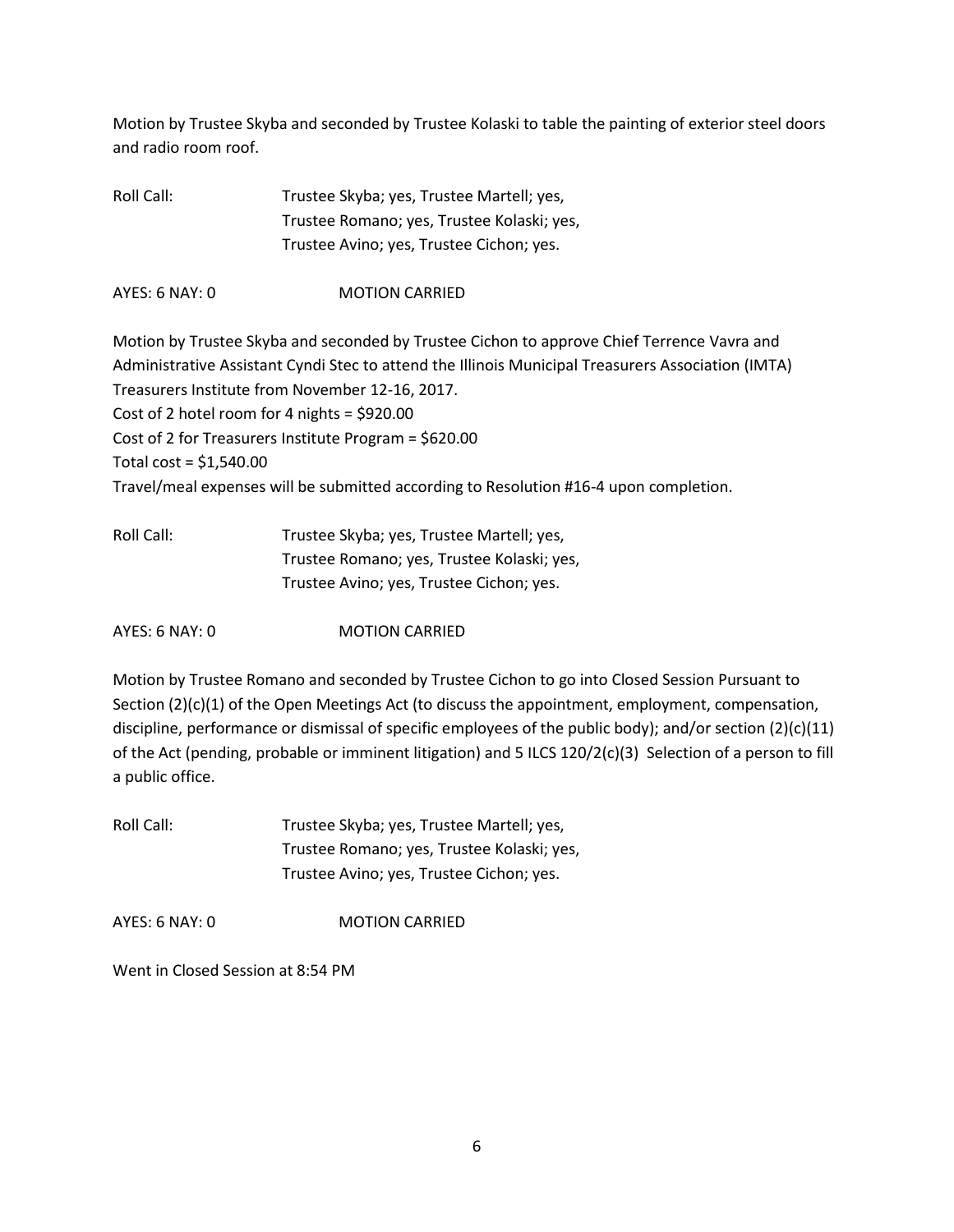Motion by Trustee Skyba and seconded by Trustee Kolaski to table the painting of exterior steel doors and radio room roof.

Roll Call: Trustee Skyba; yes, Trustee Martell; yes,
Trustee Romano; yes, Trustee Kolaski; yes,
Trustee Avino; yes, Trustee Cichon; yes.

AYES: 6 NAY: 0 MOTION CARRIED

Motion by Trustee Skyba and seconded by Trustee Cichon to approve Chief Terrence Vavra and Administrative Assistant Cyndi Stec to attend the Illinois Municipal Treasurers Association (IMTA) Treasurers Institute from November 12-16, 2017.
Cost of 2 hotel room for 4 nights = $920.00
Cost of 2 for Treasurers Institute Program = $620.00
Total cost = $1,540.00
Travel/meal expenses will be submitted according to Resolution #16-4 upon completion.

Roll Call: Trustee Skyba; yes, Trustee Martell; yes,
Trustee Romano; yes, Trustee Kolaski; yes,
Trustee Avino; yes, Trustee Cichon; yes.

AYES: 6 NAY: 0 MOTION CARRIED

Motion by Trustee Romano and seconded by Trustee Cichon to go into Closed Session Pursuant to Section (2)(c)(1) of the Open Meetings Act (to discuss the appointment, employment, compensation, discipline, performance or dismissal of specific employees of the public body); and/or section (2)(c)(11) of the Act (pending, probable or imminent litigation) and 5 ILCS 120/2(c)(3) Selection of a person to fill a public office.

Roll Call: Trustee Skyba; yes, Trustee Martell; yes,
Trustee Romano; yes, Trustee Kolaski; yes,
Trustee Avino; yes, Trustee Cichon; yes.

AYES: 6 NAY: 0 MOTION CARRIED

Went in Closed Session at 8:54 PM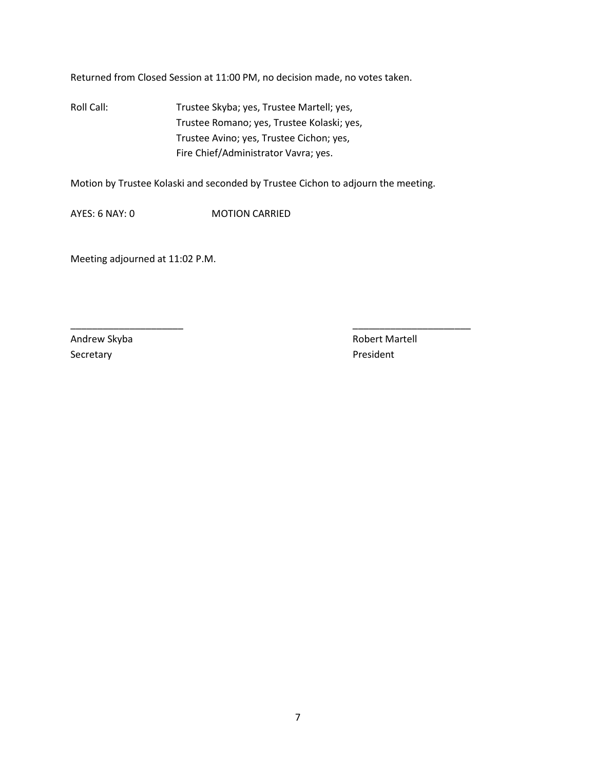Returned from Closed Session at 11:00 PM, no decision made, no votes taken.

Roll Call: Trustee Skyba; yes, Trustee Martell; yes,
Trustee Romano; yes, Trustee Kolaski; yes,
Trustee Avino; yes, Trustee Cichon; yes,
Fire Chief/Administrator Vavra; yes.

Motion by Trustee Kolaski and seconded by Trustee Cichon to adjourn the meeting.

AYES: 6 NAY: 0 MOTION CARRIED

Meeting adjourned at 11:02 P.M.

_____________________ _____________________

Andrew Skyba
Secretary

Robert Martell
President